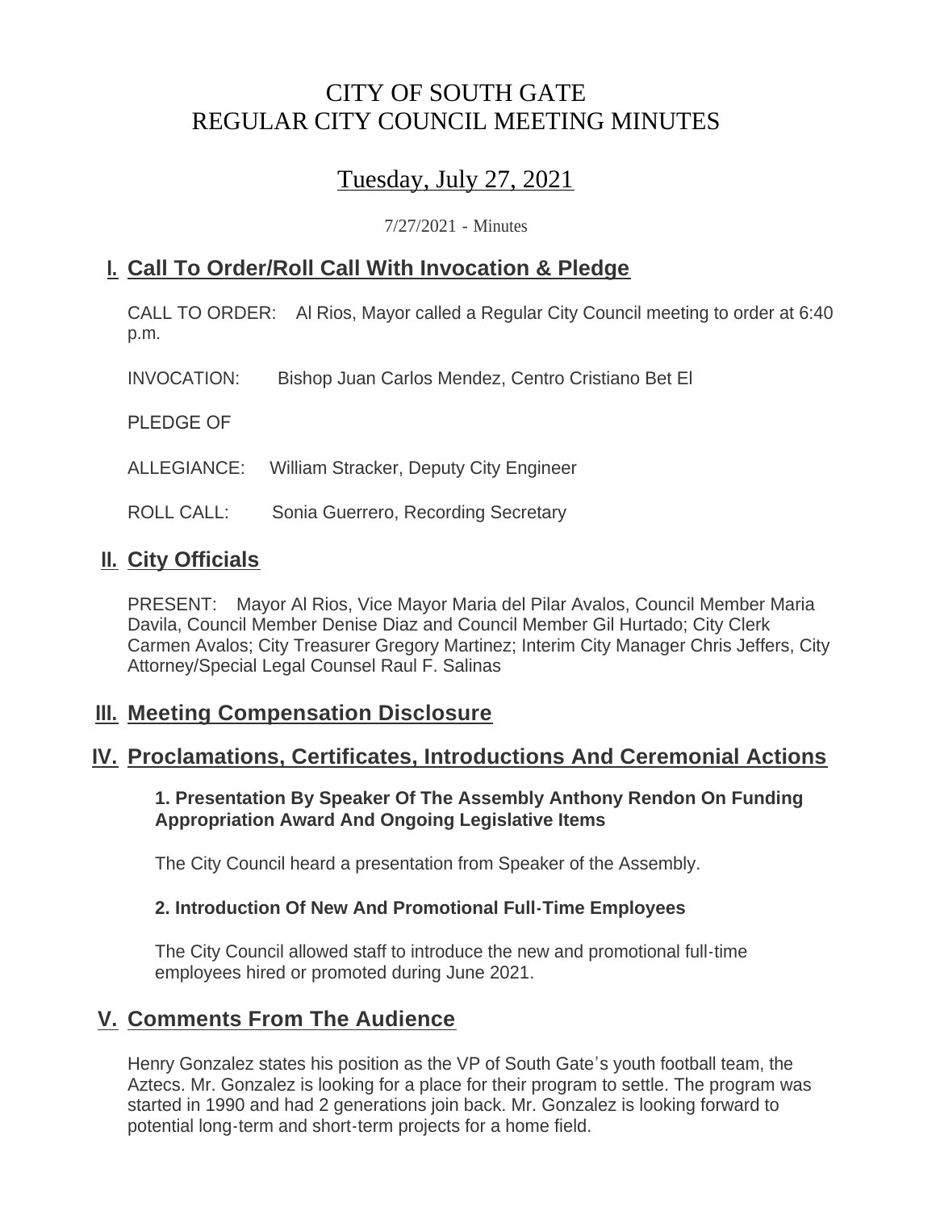# CITY OF SOUTH GATE
# REGULAR CITY COUNCIL MEETING MINUTES

## Tuesday, July 27, 2021

7/27/2021 - Minutes

## I. Call To Order/Roll Call With Invocation & Pledge

CALL TO ORDER: Al Rios, Mayor called a Regular City Council meeting to order at 6:40 p.m.

INVOCATION: Bishop Juan Carlos Mendez, Centro Cristiano Bet El

PLEDGE OF

ALLEGIANCE: William Stracker, Deputy City Engineer

ROLL CALL: Sonia Guerrero, Recording Secretary

## II. City Officials

PRESENT: Mayor Al Rios, Vice Mayor Maria del Pilar Avalos, Council Member Maria Davila, Council Member Denise Diaz and Council Member Gil Hurtado; City Clerk Carmen Avalos; City Treasurer Gregory Martinez; Interim City Manager Chris Jeffers, City Attorney/Special Legal Counsel Raul F. Salinas

## III. Meeting Compensation Disclosure

## IV. Proclamations, Certificates, Introductions And Ceremonial Actions

**1. Presentation By Speaker Of The Assembly Anthony Rendon On Funding Appropriation Award And Ongoing Legislative Items**

The City Council heard a presentation from Speaker of the Assembly.

**2. Introduction Of New And Promotional Full-Time Employees**

The City Council allowed staff to introduce the new and promotional full-time employees hired or promoted during June 2021.

## V. Comments From The Audience

Henry Gonzalez states his position as the VP of South Gate's youth football team, the Aztecs. Mr. Gonzalez is looking for a place for their program to settle. The program was started in 1990 and had 2 generations join back. Mr. Gonzalez is looking forward to potential long-term and short-term projects for a home field.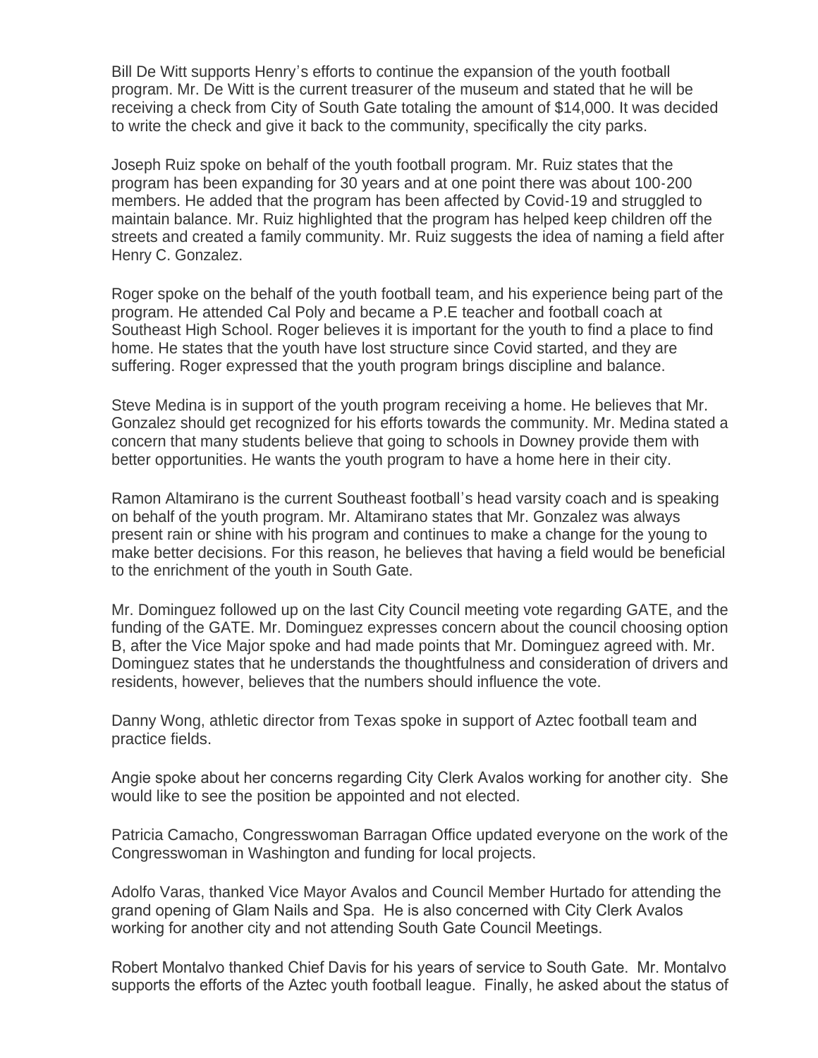Bill De Witt supports Henry's efforts to continue the expansion of the youth football program. Mr. De Witt is the current treasurer of the museum and stated that he will be receiving a check from City of South Gate totaling the amount of $14,000. It was decided to write the check and give it back to the community, specifically the city parks.

Joseph Ruiz spoke on behalf of the youth football program. Mr. Ruiz states that the program has been expanding for 30 years and at one point there was about 100-200 members. He added that the program has been affected by Covid-19 and struggled to maintain balance. Mr. Ruiz highlighted that the program has helped keep children off the streets and created a family community. Mr. Ruiz suggests the idea of naming a field after Henry C. Gonzalez.

Roger spoke on the behalf of the youth football team, and his experience being part of the program. He attended Cal Poly and became a P.E teacher and football coach at Southeast High School. Roger believes it is important for the youth to find a place to find home. He states that the youth have lost structure since Covid started, and they are suffering. Roger expressed that the youth program brings discipline and balance.

Steve Medina is in support of the youth program receiving a home. He believes that Mr. Gonzalez should get recognized for his efforts towards the community. Mr. Medina stated a concern that many students believe that going to schools in Downey provide them with better opportunities. He wants the youth program to have a home here in their city.

Ramon Altamirano is the current Southeast football's head varsity coach and is speaking on behalf of the youth program. Mr. Altamirano states that Mr. Gonzalez was always present rain or shine with his program and continues to make a change for the young to make better decisions. For this reason, he believes that having a field would be beneficial to the enrichment of the youth in South Gate.

Mr. Dominguez followed up on the last City Council meeting vote regarding GATE, and the funding of the GATE. Mr. Dominguez expresses concern about the council choosing option B, after the Vice Major spoke and had made points that Mr. Dominguez agreed with. Mr. Dominguez states that he understands the thoughtfulness and consideration of drivers and residents, however, believes that the numbers should influence the vote.

Danny Wong, athletic director from Texas spoke in support of Aztec football team and practice fields.

Angie spoke about her concerns regarding City Clerk Avalos working for another city. She would like to see the position be appointed and not elected.

Patricia Camacho, Congresswoman Barragan Office updated everyone on the work of the Congresswoman in Washington and funding for local projects.

Adolfo Varas, thanked Vice Mayor Avalos and Council Member Hurtado for attending the grand opening of Glam Nails and Spa. He is also concerned with City Clerk Avalos working for another city and not attending South Gate Council Meetings.

Robert Montalvo thanked Chief Davis for his years of service to South Gate. Mr. Montalvo supports the efforts of the Aztec youth football league. Finally, he asked about the status of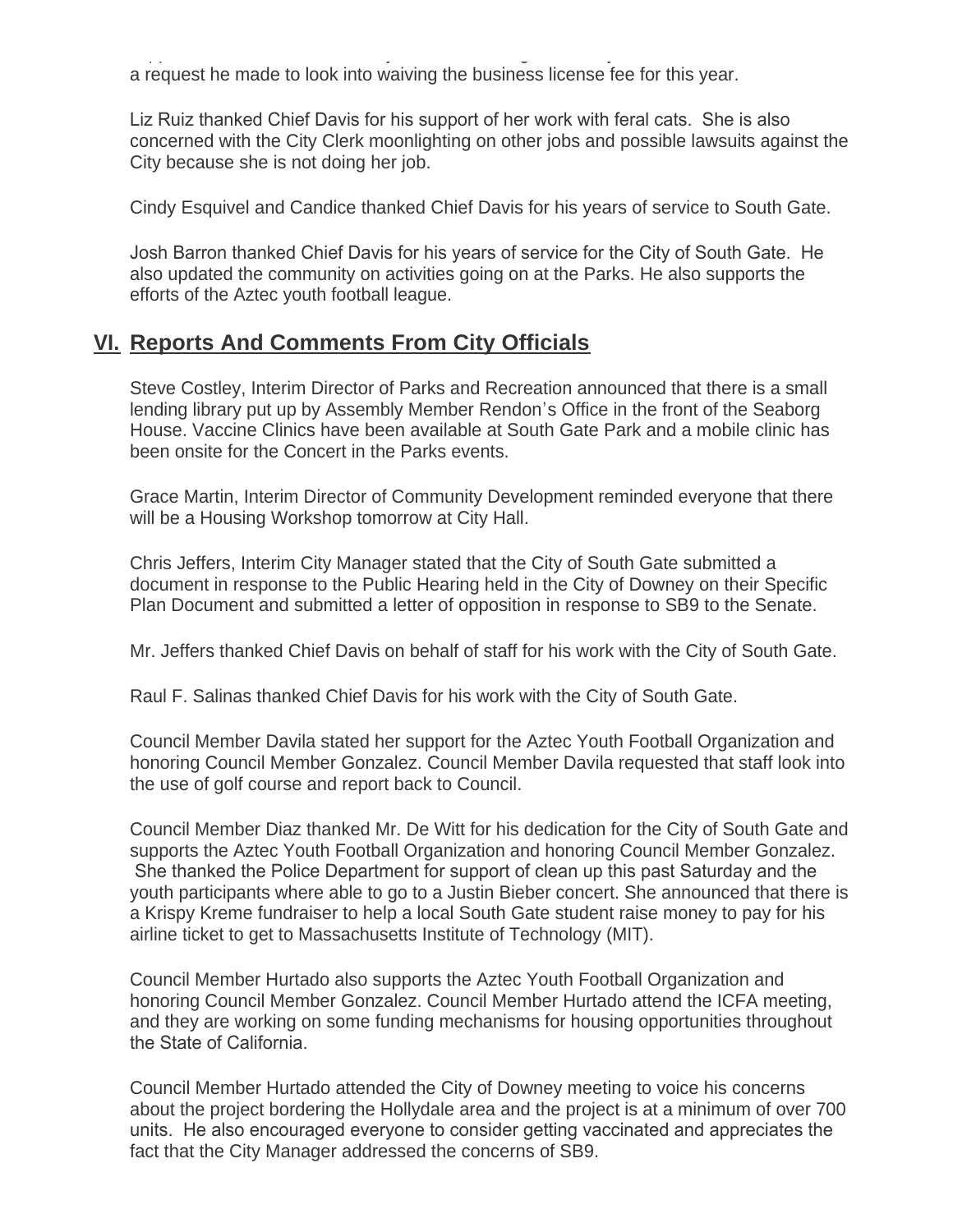a request he made to look into waiving the business license fee for this year.

Liz Ruiz thanked Chief Davis for his support of her work with feral cats. She is also concerned with the City Clerk moonlighting on other jobs and possible lawsuits against the City because she is not doing her job.

Cindy Esquivel and Candice thanked Chief Davis for his years of service to South Gate.

Josh Barron thanked Chief Davis for his years of service for the City of South Gate. He also updated the community on activities going on at the Parks. He also supports the efforts of the Aztec youth football league.

## VI. Reports And Comments From City Officials

Steve Costley, Interim Director of Parks and Recreation announced that there is a small lending library put up by Assembly Member Rendon's Office in the front of the Seaborg House. Vaccine Clinics have been available at South Gate Park and a mobile clinic has been onsite for the Concert in the Parks events.

Grace Martin, Interim Director of Community Development reminded everyone that there will be a Housing Workshop tomorrow at City Hall.

Chris Jeffers, Interim City Manager stated that the City of South Gate submitted a document in response to the Public Hearing held in the City of Downey on their Specific Plan Document and submitted a letter of opposition in response to SB9 to the Senate.

Mr. Jeffers thanked Chief Davis on behalf of staff for his work with the City of South Gate.

Raul F. Salinas thanked Chief Davis for his work with the City of South Gate.

Council Member Davila stated her support for the Aztec Youth Football Organization and honoring Council Member Gonzalez. Council Member Davila requested that staff look into the use of golf course and report back to Council.

Council Member Diaz thanked Mr. De Witt for his dedication for the City of South Gate and supports the Aztec Youth Football Organization and honoring Council Member Gonzalez. She thanked the Police Department for support of clean up this past Saturday and the youth participants where able to go to a Justin Bieber concert. She announced that there is a Krispy Kreme fundraiser to help a local South Gate student raise money to pay for his airline ticket to get to Massachusetts Institute of Technology (MIT).

Council Member Hurtado also supports the Aztec Youth Football Organization and honoring Council Member Gonzalez. Council Member Hurtado attend the ICFA meeting, and they are working on some funding mechanisms for housing opportunities throughout the State of California.

Council Member Hurtado attended the City of Downey meeting to voice his concerns about the project bordering the Hollydale area and the project is at a minimum of over 700 units. He encouraged everyone to consider getting vaccinated and appreciates the fact that the City Manager addressed the concerns of SB9.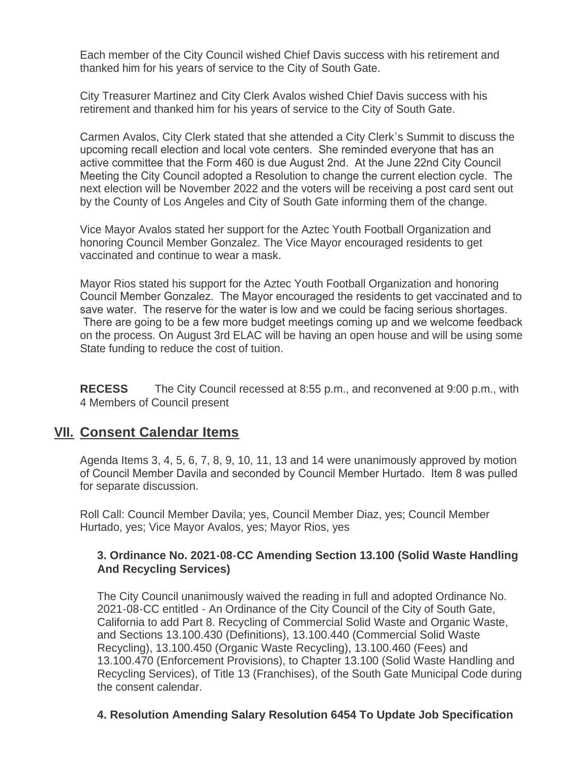Each member of the City Council wished Chief Davis success with his retirement and thanked him for his years of service to the City of South Gate.

City Treasurer Martinez and City Clerk Avalos wished Chief Davis success with his retirement and thanked him for his years of service to the City of South Gate.

Carmen Avalos, City Clerk stated that she attended a City Clerk's Summit to discuss the upcoming recall election and local vote centers. She reminded everyone that has an active committee that the Form 460 is due August 2nd. At the June 22nd City Council Meeting the City Council adopted a Resolution to change the current election cycle. The next election will be November 2022 and the voters will be receiving a post card sent out by the County of Los Angeles and City of South Gate informing them of the change.

Vice Mayor Avalos stated her support for the Aztec Youth Football Organization and honoring Council Member Gonzalez. The Vice Mayor encouraged residents to get vaccinated and continue to wear a mask.

Mayor Rios stated his support for the Aztec Youth Football Organization and honoring Council Member Gonzalez. The Mayor encouraged the residents to get vaccinated and to save water. The reserve for the water is low and we could be facing serious shortages. There are going to be a few more budget meetings coming up and we welcome feedback on the process. On August 3rd ELAC will be having an open house and will be using some State funding to reduce the cost of tuition.

**RECESS** The City Council recessed at 8:55 p.m., and reconvened at 9:00 p.m., with 4 Members of Council present

## VII. Consent Calendar Items

Agenda Items 3, 4, 5, 6, 7, 8, 9, 10, 11, 13 and 14 were unanimously approved by motion of Council Member Davila and seconded by Council Member Hurtado. Item 8 was pulled for separate discussion.

Roll Call: Council Member Davila; yes, Council Member Diaz, yes; Council Member Hurtado, yes; Vice Mayor Avalos, yes; Mayor Rios, yes

### 3. Ordinance No. 2021-08-CC Amending Section 13.100 (Solid Waste Handling And Recycling Services)

The City Council unanimously waived the reading in full and adopted Ordinance No. 2021-08-CC entitled - An Ordinance of the City Council of the City of South Gate, California to add Part 8. Recycling of Commercial Solid Waste and Organic Waste, and Sections 13.100.430 (Definitions), 13.100.440 (Commercial Solid Waste Recycling), 13.100.450 (Organic Waste Recycling), 13.100.460 (Fees) and 13.100.470 (Enforcement Provisions), to Chapter 13.100 (Solid Waste Handling and Recycling Services), of Title 13 (Franchises), of the South Gate Municipal Code during the consent calendar.

### 4. Resolution Amending Salary Resolution 6454 To Update Job Specification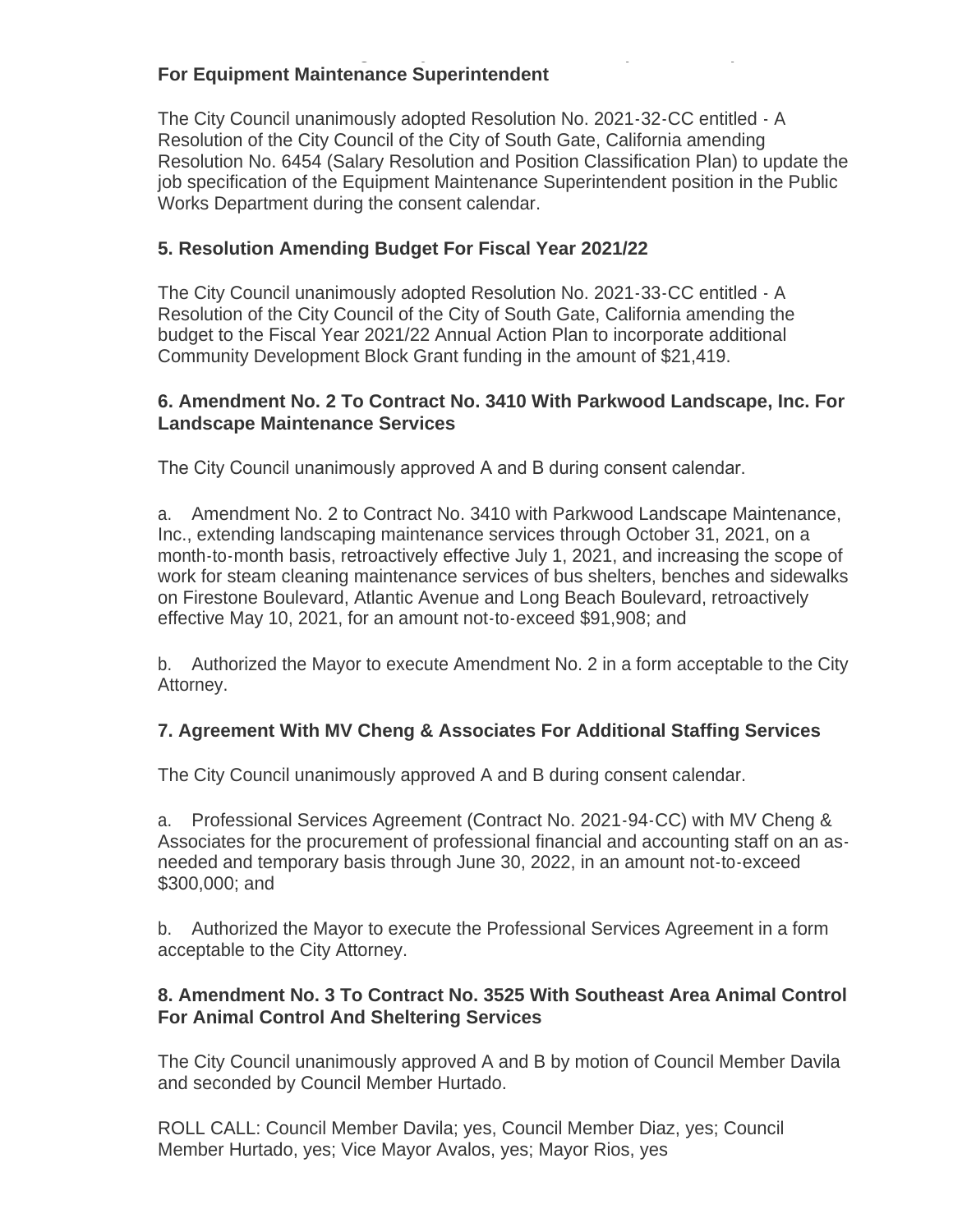**For Equipment Maintenance Superintendent**

The City Council unanimously adopted Resolution No. 2021-32-CC entitled - A Resolution of the City Council of the City of South Gate, California amending Resolution No. 6454 (Salary Resolution and Position Classification Plan) to update the job specification of the Equipment Maintenance Superintendent position in the Public Works Department during the consent calendar.

**5. Resolution Amending Budget For Fiscal Year 2021/22**

The City Council unanimously adopted Resolution No. 2021-33-CC entitled - A Resolution of the City Council of the City of South Gate, California amending the budget to the Fiscal Year 2021/22 Annual Action Plan to incorporate additional Community Development Block Grant funding in the amount of $21,419.

**6. Amendment No. 2 To Contract No. 3410 With Parkwood Landscape, Inc. For Landscape Maintenance Services**

The City Council unanimously approved A and B during consent calendar.

a. Amendment No. 2 to Contract No. 3410 with Parkwood Landscape Maintenance, Inc., extending landscaping maintenance services through October 31, 2021, on a month-to-month basis, retroactively effective July 1, 2021, and increasing the scope of work for steam cleaning maintenance services of bus shelters, benches and sidewalks on Firestone Boulevard, Atlantic Avenue and Long Beach Boulevard, retroactively effective May 10, 2021, for an amount not-to-exceed $91,908; and

b. Authorized the Mayor to execute Amendment No. 2 in a form acceptable to the City Attorney.

**7. Agreement With MV Cheng & Associates For Additional Staffing Services**

The City Council unanimously approved A and B during consent calendar.

a. Professional Services Agreement (Contract No. 2021-94-CC) with MV Cheng & Associates for the procurement of professional financial and accounting staff on an as-needed and temporary basis through June 30, 2022, in an amount not-to-exceed $300,000; and

b. Authorized the Mayor to execute the Professional Services Agreement in a form acceptable to the City Attorney.

**8. Amendment No. 3 To Contract No. 3525 With Southeast Area Animal Control For Animal Control And Sheltering Services**

The City Council unanimously approved A and B by motion of Council Member Davila and seconded by Council Member Hurtado.

ROLL CALL: Council Member Davila; yes, Council Member Diaz, yes; Council Member Hurtado, yes; Vice Mayor Avalos, yes; Mayor Rios, yes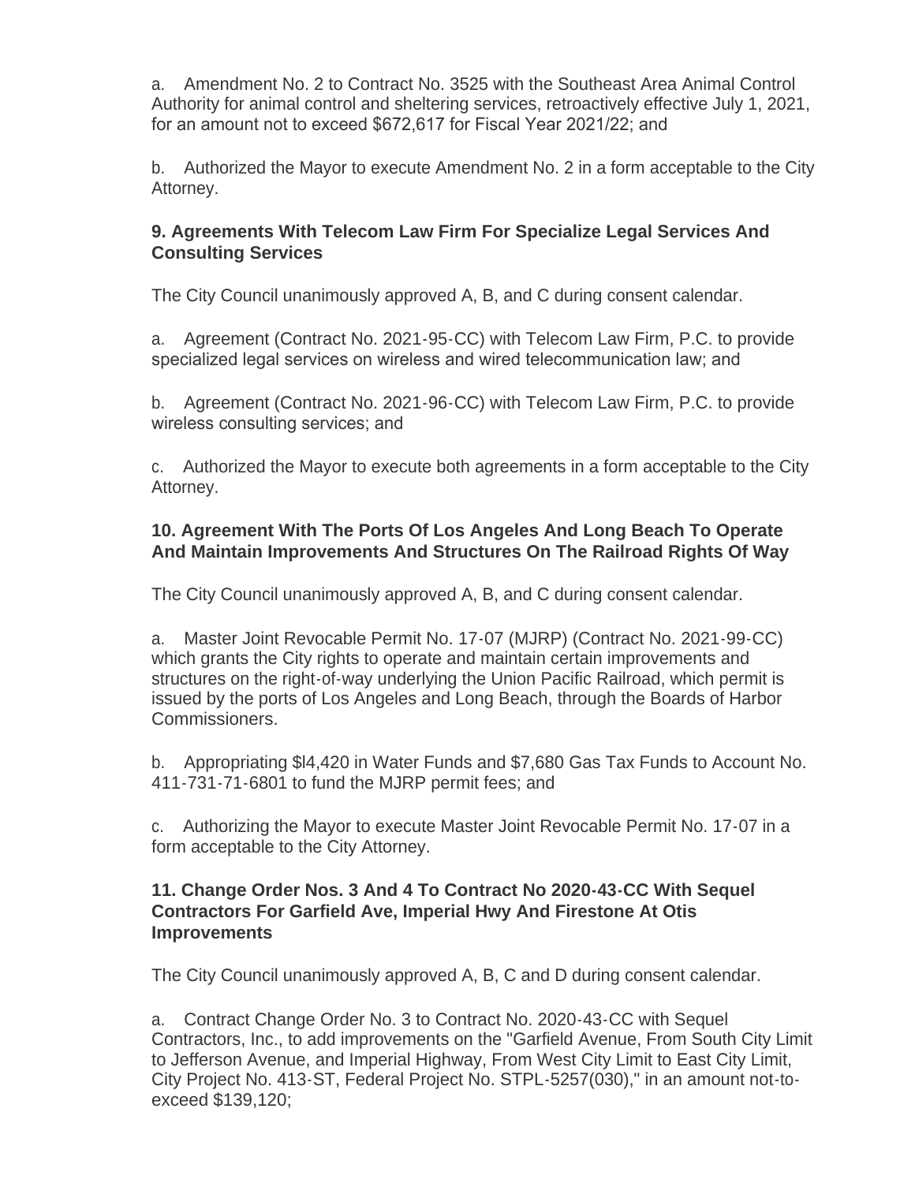a. Amendment No. 2 to Contract No. 3525 with the Southeast Area Animal Control Authority for animal control and sheltering services, retroactively effective July 1, 2021, for an amount not to exceed $672,617 for Fiscal Year 2021/22; and

b. Authorized the Mayor to execute Amendment No. 2 in a form acceptable to the City Attorney.

### 9. Agreements With Telecom Law Firm For Specialize Legal Services And Consulting Services

The City Council unanimously approved A, B, and C during consent calendar.

a. Agreement (Contract No. 2021-95-CC) with Telecom Law Firm, P.C. to provide specialized legal services on wireless and wired telecommunication law; and

b. Agreement (Contract No. 2021-96-CC) with Telecom Law Firm, P.C. to provide wireless consulting services; and

c. Authorized the Mayor to execute both agreements in a form acceptable to the City Attorney.

### 10. Agreement With The Ports Of Los Angeles And Long Beach To Operate And Maintain Improvements And Structures On The Railroad Rights Of Way

The City Council unanimously approved A, B, and C during consent calendar.

a. Master Joint Revocable Permit No. 17-07 (MJRP) (Contract No. 2021-99-CC) which grants the City rights to operate and maintain certain improvements and structures on the right-of-way underlying the Union Pacific Railroad, which permit is issued by the ports of Los Angeles and Long Beach, through the Boards of Harbor Commissioners.

b. Appropriating $l4,420 in Water Funds and $7,680 Gas Tax Funds to Account No. 411-731-71-6801 to fund the MJRP permit fees; and

c. Authorizing the Mayor to execute Master Joint Revocable Permit No. 17-07 in a form acceptable to the City Attorney.

### 11. Change Order Nos. 3 And 4 To Contract No 2020-43-CC With Sequel Contractors For Garfield Ave, Imperial Hwy And Firestone At Otis Improvements

The City Council unanimously approved A, B, C and D during consent calendar.

a. Contract Change Order No. 3 to Contract No. 2020-43-CC with Sequel Contractors, Inc., to add improvements on the "Garfield Avenue, From South City Limit to Jefferson Avenue, and Imperial Highway, From West City Limit to East City Limit, City Project No. 413-ST, Federal Project No. STPL-5257(030)," in an amount not-to-exceed $139,120;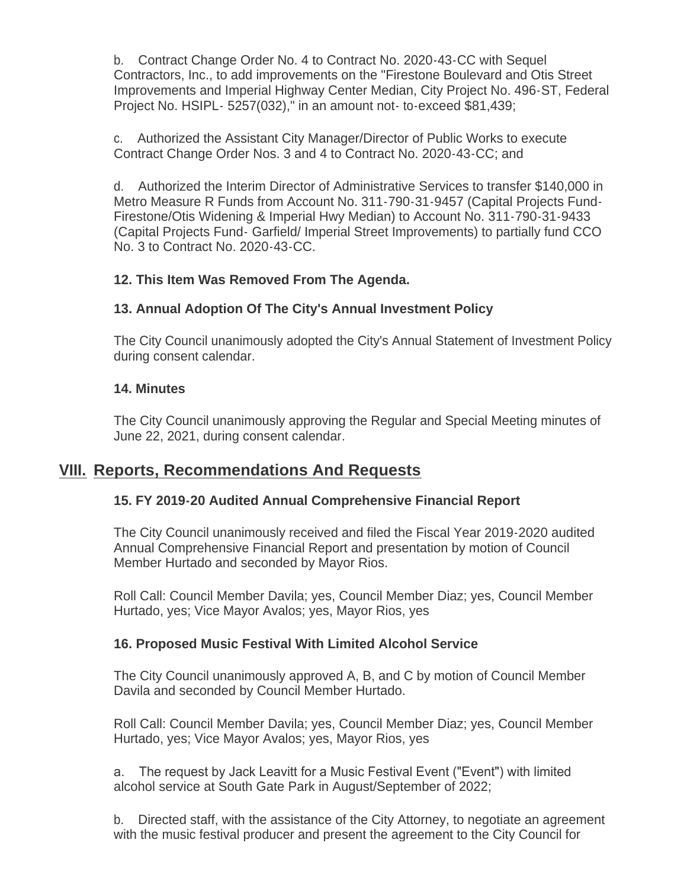b. Contract Change Order No. 4 to Contract No. 2020-43-CC with Sequel Contractors, Inc., to add improvements on the "Firestone Boulevard and Otis Street Improvements and Imperial Highway Center Median, City Project No. 496-ST, Federal Project No. HSIPL- 5257(032)," in an amount not- to-exceed $81,439;

c. Authorized the Assistant City Manager/Director of Public Works to execute Contract Change Order Nos. 3 and 4 to Contract No. 2020-43-CC; and

d. Authorized the Interim Director of Administrative Services to transfer $140,000 in Metro Measure R Funds from Account No. 311-790-31-9457 (Capital Projects Fund- Firestone/Otis Widening & Imperial Hwy Median) to Account No. 311-790-31-9433 (Capital Projects Fund- Garfield/ Imperial Street Improvements) to partially fund CCO No. 3 to Contract No. 2020-43-CC.

### 12. This Item Was Removed From The Agenda.

### 13. Annual Adoption Of The City's Annual Investment Policy

The City Council unanimously adopted the City's Annual Statement of Investment Policy during consent calendar.

### 14. Minutes

The City Council unanimously approving the Regular and Special Meeting minutes of June 22, 2021, during consent calendar.

## VIII. Reports, Recommendations And Requests

### 15. FY 2019-20 Audited Annual Comprehensive Financial Report

The City Council unanimously received and filed the Fiscal Year 2019-2020 audited Annual Comprehensive Financial Report and presentation by motion of Council Member Hurtado and seconded by Mayor Rios.

Roll Call: Council Member Davila; yes, Council Member Diaz; yes, Council Member Hurtado, yes; Vice Mayor Avalos; yes, Mayor Rios, yes

### 16. Proposed Music Festival With Limited Alcohol Service

The City Council unanimously approved A, B, and C by motion of Council Member Davila and seconded by Council Member Hurtado.

Roll Call: Council Member Davila; yes, Council Member Diaz; yes, Council Member Hurtado, yes; Vice Mayor Avalos; yes, Mayor Rios, yes

a. The request by Jack Leavitt for a Music Festival Event ("Event") with limited alcohol service at South Gate Park in August/September of 2022;

b. Directed staff, with the assistance of the City Attorney, to negotiate an agreement with the music festival producer and present the agreement to the City Council for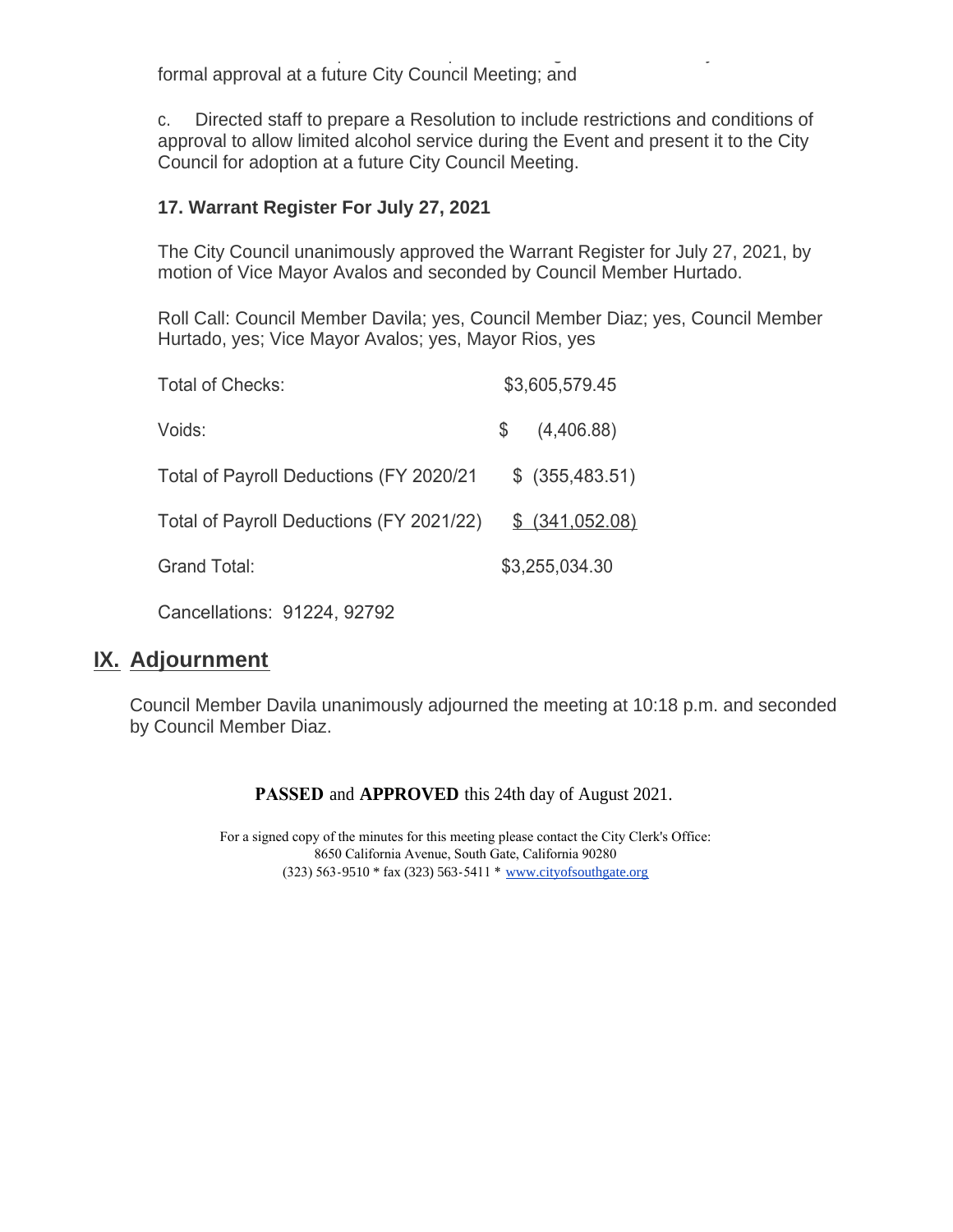formal approval at a future City Council Meeting; and

c. Directed staff to prepare a Resolution to include restrictions and conditions of approval to allow limited alcohol service during the Event and present it to the City Council for adoption at a future City Council Meeting.

**17. Warrant Register For July 27, 2021**

The City Council unanimously approved the Warrant Register for July 27, 2021, by motion of Vice Mayor Avalos and seconded by Council Member Hurtado.

Roll Call: Council Member Davila; yes, Council Member Diaz; yes, Council Member Hurtado, yes; Vice Mayor Avalos; yes, Mayor Rios, yes

| | |
|---|---|
| Total of Checks: | $3,605,579.45 |
| Voids: | $ (4,406.88) |
| Total of Payroll Deductions (FY 2020/21 | $ (355,483.51) |
| Total of Payroll Deductions (FY 2021/22) | $ (341,052.08) |
| Grand Total: | $3,255,034.30 |

Cancellations: 91224, 92792

## IX. Adjournment

Council Member Davila unanimously adjourned the meeting at 10:18 p.m. and seconded by Council Member Diaz.

**PASSED** and **APPROVED** this 24th day of August 2021.

For a signed copy of the minutes for this meeting please contact the City Clerk's Office:
8650 California Avenue, South Gate, California 90280
(323) 563-9510 * fax (323) 563-5411 * www.cityofsouthgate.org